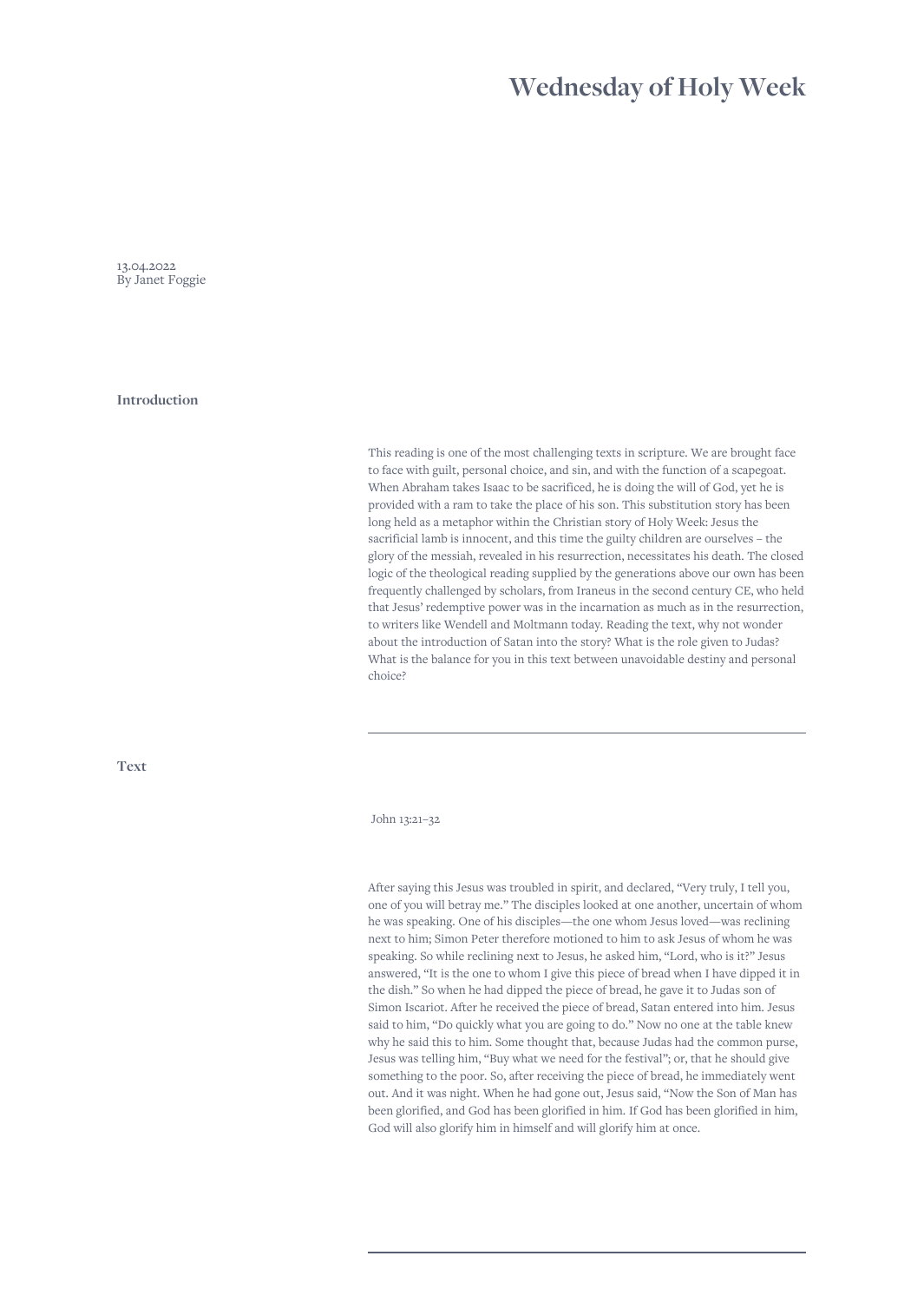# Wednesday of Holy Week

13.04.2022
By Janet Foggie

## Introduction

This reading is one of the most challenging texts in scripture. We are brought face to face with guilt, personal choice, and sin, and with the function of a scapegoat. When Abraham takes Isaac to be sacrificed, he is doing the will of God, yet he is provided with a ram to take the place of his son. This substitution story has been long held as a metaphor within the Christian story of Holy Week: Jesus the sacrificial lamb is innocent, and this time the guilty children are ourselves – the glory of the messiah, revealed in his resurrection, necessitates his death. The closed logic of the theological reading supplied by the generations above our own has been frequently challenged by scholars, from Iraneus in the second century CE, who held that Jesus' redemptive power was in the incarnation as much as in the resurrection, to writers like Wendell and Moltmann today. Reading the text, why not wonder about the introduction of Satan into the story? What is the role given to Judas? What is the balance for you in this text between unavoidable destiny and personal choice?

---

## Text

John 13:21–32

After saying this Jesus was troubled in spirit, and declared, "Very truly, I tell you, one of you will betray me." The disciples looked at one another, uncertain of whom he was speaking. One of his disciples—the one whom Jesus loved—was reclining next to him; Simon Peter therefore motioned to him to ask Jesus of whom he was speaking. So while reclining next to Jesus, he asked him, "Lord, who is it?" Jesus answered, "It is the one to whom I give this piece of bread when I have dipped it in the dish." So when he had dipped the piece of bread, he gave it to Judas son of Simon Iscariot. After he received the piece of bread, Satan entered into him. Jesus said to him, "Do quickly what you are going to do." Now no one at the table knew why he said this to him. Some thought that, because Judas had the common purse, Jesus was telling him, "Buy what we need for the festival"; or, that he should give something to the poor. So, after receiving the piece of bread, he immediately went out. And it was night. When he had gone out, Jesus said, "Now the Son of Man has been glorified, and God has been glorified in him. If God has been glorified in him, God will also glorify him in himself and will glorify him at once.

---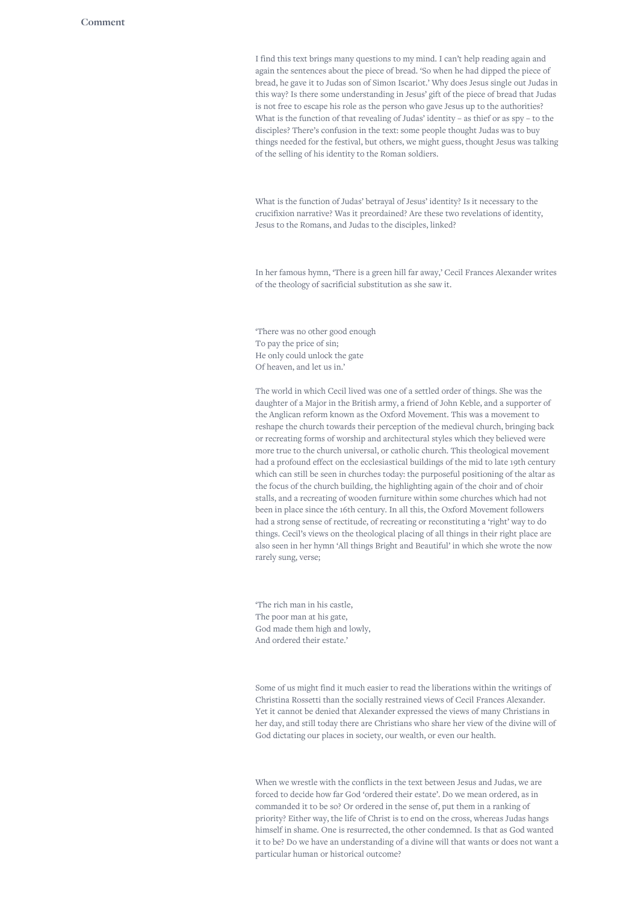## Comment

I find this text brings many questions to my mind. I can't help reading again and again the sentences about the piece of bread. 'So when he had dipped the piece of bread, he gave it to Judas son of Simon Iscariot.' Why does Jesus single out Judas in this way? Is there some understanding in Jesus' gift of the piece of bread that Judas is not free to escape his role as the person who gave Jesus up to the authorities? What is the function of that revealing of Judas' identity – as thief or as spy – to the disciples? There's confusion in the text: some people thought Judas was to buy things needed for the festival, but others, we might guess, thought Jesus was talking of the selling of his identity to the Roman soldiers.

What is the function of Judas' betrayal of Jesus' identity? Is it necessary to the crucifixion narrative? Was it preordained? Are these two revelations of identity, Jesus to the Romans, and Judas to the disciples, linked?

In her famous hymn, 'There is a green hill far away,' Cecil Frances Alexander writes of the theology of sacrificial substitution as she saw it.

'There was no other good enough  
To pay the price of sin;  
He only could unlock the gate  
Of heaven, and let us in.'

The world in which Cecil lived was one of a settled order of things. She was the daughter of a Major in the British army, a friend of John Keble, and a supporter of the Anglican reform known as the Oxford Movement. This was a movement to reshape the church towards their perception of the medieval church, bringing back or recreating forms of worship and architectural styles which they believed were more true to the church universal, or catholic church. This theological movement had a profound effect on the ecclesiastical buildings of the mid to late 19th century which can still be seen in churches today: the purposeful positioning of the altar as the focus of the church building, the highlighting again of the choir and of choir stalls, and a recreating of wooden furniture within some churches which had not been in place since the 16th century. In all this, the Oxford Movement followers had a strong sense of rectitude, of recreating or reconstituting a 'right' way to do things. Cecil's views on the theological placing of all things in their right place are also seen in her hymn 'All things Bright and Beautiful' in which she wrote the now rarely sung, verse;

'The rich man in his castle,  
The poor man at his gate,  
God made them high and lowly,  
And ordered their estate.'

Some of us might find it much easier to read the liberations within the writings of Christina Rossetti than the socially restrained views of Cecil Frances Alexander. Yet it cannot be denied that Alexander expressed the views of many Christians in her day, and still today there are Christians who share her view of the divine will of God dictating our places in society, our wealth, or even our health.

When we wrestle with the conflicts in the text between Jesus and Judas, we are forced to decide how far God 'ordered their estate'. Do we mean ordered, as in commanded it to be so? Or ordered in the sense of, put them in a ranking of priority? Either way, the life of Christ is to end on the cross, whereas Judas hangs himself in shame. One is resurrected, the other condemned. Is that as God wanted it to be? Do we have an understanding of a divine will that wants or does not want a particular human or historical outcome?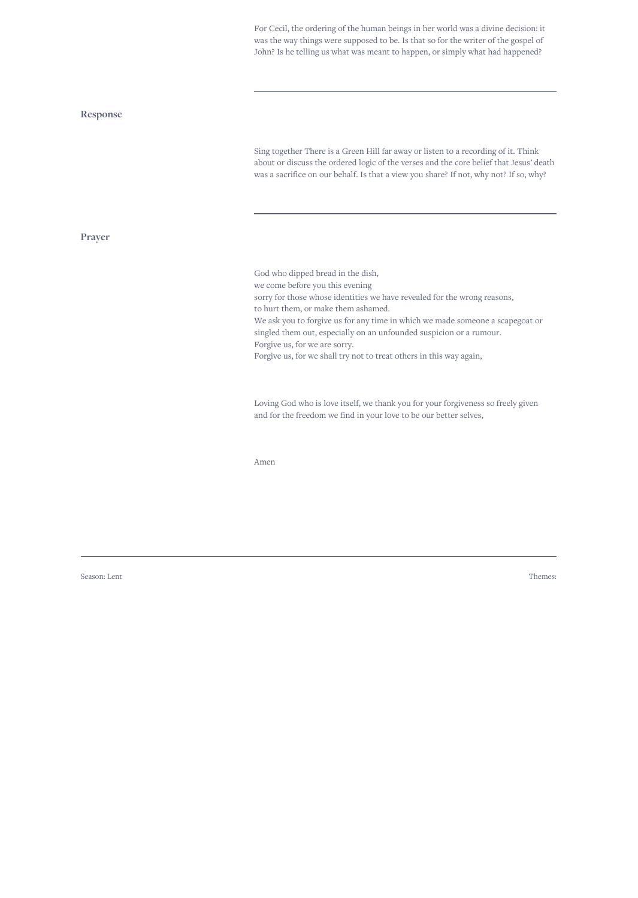For Cecil, the ordering of the human beings in her world was a divine decision: it was the way things were supposed to be. Is that so for the writer of the gospel of John? Is he telling us what was meant to happen, or simply what had happened?

---

## Response

Sing together There is a Green Hill far away or listen to a recording of it. Think about or discuss the ordered logic of the verses and the core belief that Jesus' death was a sacrifice on our behalf. Is that a view you share? If not, why not? If so, why?

---

## Prayer

God who dipped bread in the dish,  
we come before you this evening  
sorry for those whose identities we have revealed for the wrong reasons,  
to hurt them, or make them ashamed.  
We ask you to forgive us for any time in which we made someone a scapegoat or singled them out, especially on an unfounded suspicion or a rumour.  
Forgive us, for we are sorry.  
Forgive us, for we shall try not to treat others in this way again,

Loving God who is love itself, we thank you for your forgiveness so freely given and for the freedom we find in your love to be our better selves,

Amen

---

Season: Lent

Themes: